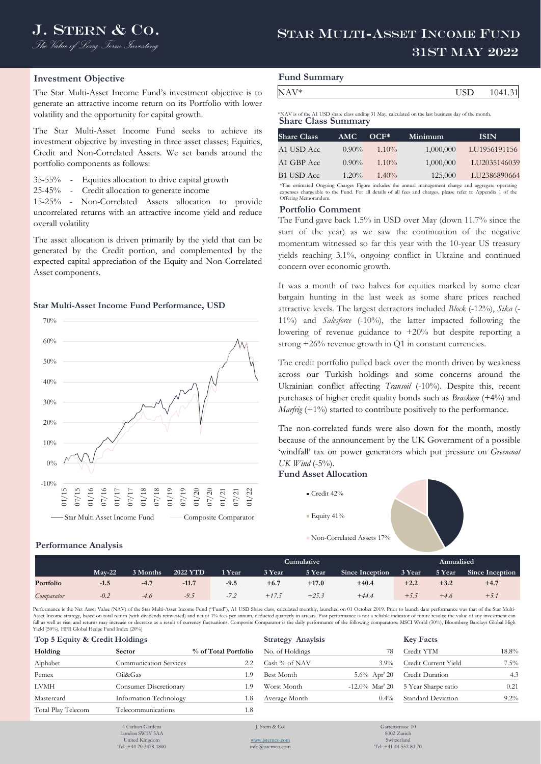# J. Stern & Co.

*The Value of Long Term Investing*

# Star Multi-Asset Income Fund

# 31st May 2022

## Investment Objective

The Star Multi-Asset Income Fund's investment objective is to generate an attractive income return on its Portfolio with lower volatility and the opportunity for capital growth.

The Star Multi-Asset Income Fund seeks to achieve its investment objective by investing in three asset classes; Equities, Credit and Non-Correlated Assets. We set bands around the portfolio components as follows:

35-55% - Equities allocation to drive capital growth
25-45% - Credit allocation to generate income
15-25% - Non-Correlated Assets allocation to provide uncorrelated returns with an attractive income yield and reduce overall volatility

The asset allocation is driven primarily by the yield that can be generated by the Credit portion, and complemented by the expected capital appreciation of the Equity and Non-Correlated Asset components.

### Star Multi-Asset Income Fund Performance, USD

Star Multi Asset Income Fund — Composite Comparator

## Fund Summary

| NAV* | USD | 1041.31 |
|---|---|---|

*NAV is of the A1 USD share class ending 31 May, calculated on the last business day of the month.

## Share Class Summary

| Share Class | AMC | OCF* | Minimum | ISIN |
|---|---|---|---|---|
| A1 USD Acc | 0.90% | 1.10% | 1,000,000 | LU1956191156 |
| A1 GBP Acc | 0.90% | 1.10% | 1,000,000 | LU2035146039 |
| B1 USD Acc | 1.20% | 1.40% | 125,000 | LU2386890664 |

*The estimated Ongoing Charges Figure includes the annual management charge and aggregate operating expenses chargeable to the Fund. For all details of all fees and charges, please refer to Appendix 1 of the Offering Memorandum.

## Portfolio Comment

The Fund gave back 1.5% in USD over May (down 11.7% since the start of the year) as we saw the continuation of the negative momentum witnessed so far this year with the 10-year US treasury yields reaching 3.1%, ongoing conflict in Ukraine and continued concern over economic growth.

It was a month of two halves for equities marked by some clear bargain hunting in the last week as some share prices reached attractive levels. The largest detractors included *Block* (-12%), *Sika* (-11%) and *Salesforce* (-10%), the latter impacted following the lowering of revenue guidance to +20% but despite reporting a strong +26% revenue growth in Q1 in constant currencies.

The credit portfolio pulled back over the month driven by weakness across our Turkish holdings and some concerns around the Ukrainian conflict affecting *Transoil* (-10%). Despite this, recent purchases of higher credit quality bonds such as *Braskem* (+4%) and *Marfrig* (+1%) started to contribute positively to the performance.

The non-correlated funds were also down for the month, mostly because of the announcement by the UK Government of a possible 'windfall' tax on power generators which put pressure on *Greencoat UK Wind* (-5%).

## Fund Asset Allocation

- Credit 42%
- Equity 41%
- Non-Correlated Assets 17%

## Performance Analysis

| | Cumulative | | | | | | | Annualised | | |
|---|---|---|---|---|---|---|---|---|---|---|
| | May-22 | 3 Months | 2022 YTD | 1 Year | 3 Year | 5 Year | Since Inception | 3 Year | 5 Year | Since Inception |
| **Portfolio** | -1.5 | -4.7 | -11.7 | -9.5 | +6.7 | +17.0 | +40.4 | +2.2 | +3.2 | +4.7 |
| *Comparator* | -0.2 | -4.6 | -9.5 | -7.2 | +17.5 | +25.3 | +44.4 | +5.5 | +4.6 | +5.1 |

Performance is the Net Asset Value (NAV) of the Star Multi-Asset Income Fund ("Fund"), A1 USD Share class, calculated monthly, launched on 01 October 2019. Prior to launch date performance was that of the Star Multi-Asset Income strategy, based on total return (with dividends reinvested) and net of 1% fees per annum, deducted quarterly in arrears. Past performance is not a reliable indicator of future results; the value of any investment can fall as well as rise; and returns may increase or decrease as a result of currency fluctuations. Composite Comparator is the daily performance of the following comparators: MSCI World (30%), Bloomberg Barclays Global High Yield (50%), HFR Global Hedge Fund Index (20%)

## Top 5 Equity & Credit Holdings

| Holding | Sector | % of Total Portfolio |
|---|---|---|
| Alphabet | Communication Services | 2.2 |
| Pemex | Oil&Gas | 1.9 |
| LVMH | Consumer Discretionary | 1.9 |
| Mastercard | Information Technology | 1.8 |
| Total Play Telecom | Telecommunications | 1.8 |

## Strategy Anaylsis

| | |
|---|---|
| No. of Holdings | 78 |
| Cash % of NAV | 3.9% |
| Best Month | 5.6% Apr' 20 |
| Worst Month | -12.0% Mar' 20 |
| Average Month | 0.4% |

## Key Facts

| | |
|---|---|
| Credit YTM | 18.8% |
| Credit Current Yield | 7.5% |
| Credit Duration | 4.3 |
| 5 Year Sharpe ratio | 0.21 |
| Standard Deviation | 9.2% |

4 Carlton Gardens
London SW1Y 5AA
United Kingdom
Tel: +44 20 3478 1800

J. Stern & Co.
www.jsternco.com
info@jsternco.com

Gartenstrasse 10
8002 Zurich
Switzerland
Tel: +41 44 552 80 70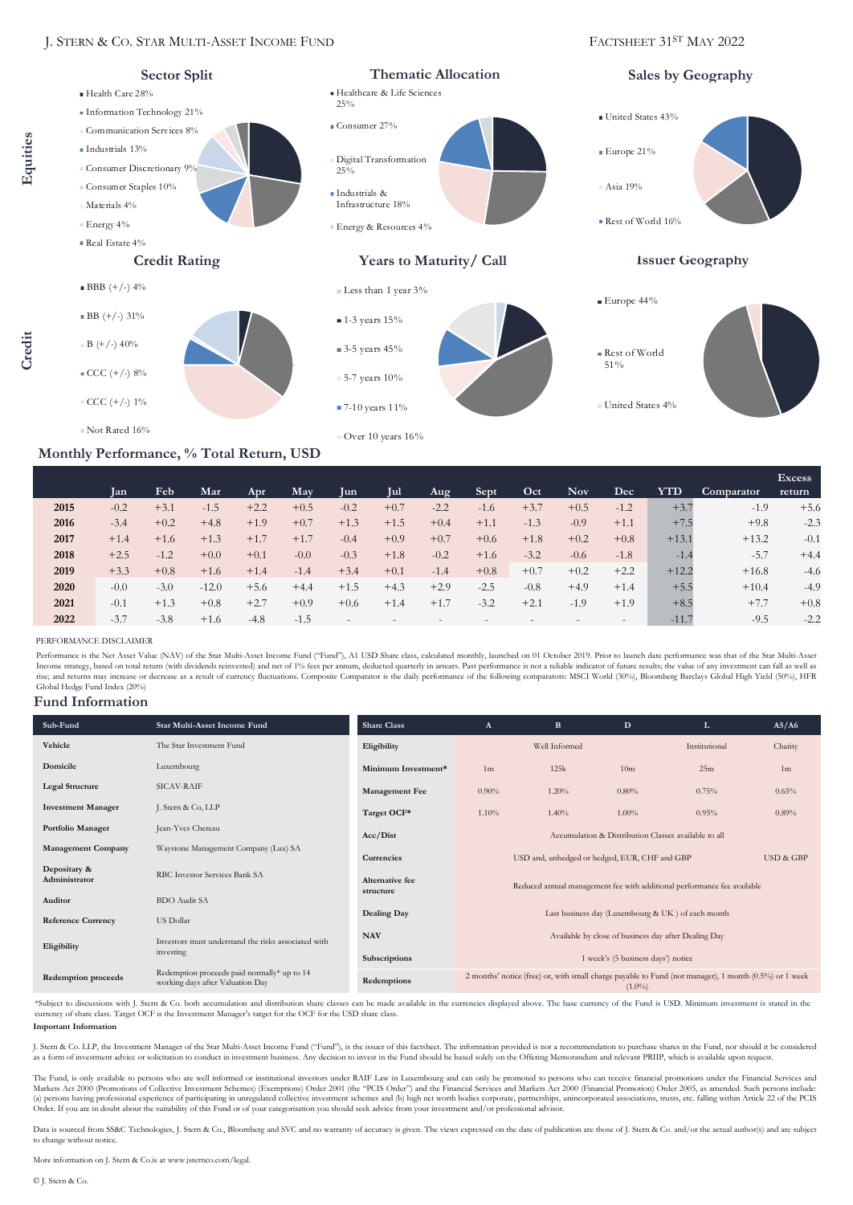J. STERN & CO. STAR MULTI-ASSET INCOME FUND

FACTSHEET 31ST MAY 2022

**Equities**

### Sector Split

- Health Care 28%
- Information Technology 21%
- Communication Services 8%
- Industrials 13%
- Consumer Discretionary 9%
- Consumer Staples 10%
- Materials 4%
- Energy 4%
- Real Estate 4%

### Thematic Allocation

- Healthcare & Life Sciences 25%
- Consumer 27%
- Digital Transformation 25%
- Industrials & Infrastructure 18%
- Energy & Resources 4%

### Sales by Geography

- United States 43%
- Europe 21%
- Asia 19%
- Rest of World 16%

**Credit**

### Credit Rating

- BBB (+/-) 4%
- BB (+/-) 31%
- B (+/-) 40%
- CCC (+/-) 8%
- CCC (+/-) 1%
- Not Rated 16%

### Years to Maturity/ Call

- Less than 1 year 3%
- 1-3 years 15%
- 3-5 years 45%
- 5-7 years 10%
- 7-10 years 11%
- Over 10 years 16%

### Issuer Geography

- Europe 44%
- Rest of World 51%
- United States 4%

## Monthly Performance, % Total Return, USD

| | Jan | Feb | Mar | Apr | May | Jun | Jul | Aug | Sept | Oct | Nov | Dec | YTD | Comparator | Excess return |
|---|---|---|---|---|---|---|---|---|---|---|---|---|---|---|---|
| 2015 | -0.2 | +3.1 | -1.5 | +2.2 | +0.5 | -0.2 | +0.7 | -2.2 | -1.6 | +3.7 | +0.5 | -1.2 | +3.7 | -1.9 | +5.6 |
| 2016 | -3.4 | +0.2 | +4.8 | +1.9 | +0.7 | +1.3 | +1.5 | +0.4 | +1.1 | -1.3 | -0.9 | +1.1 | +7.5 | +9.8 | -2.3 |
| 2017 | +1.4 | +1.6 | +1.3 | +1.7 | +1.7 | -0.4 | +0.9 | +0.7 | +0.6 | +1.8 | +0.2 | +0.8 | +13.1 | +13.2 | -0.1 |
| 2018 | +2.5 | -1.2 | +0.0 | +0.1 | -0.0 | -0.3 | +1.8 | -0.2 | +1.6 | -3.2 | -0.6 | -1.8 | -1.4 | -5.7 | +4.4 |
| 2019 | +3.3 | +0.8 | +1.6 | +1.4 | -1.4 | +3.4 | +0.1 | -1.4 | +0.8 | +0.7 | +0.2 | +2.2 | +12.2 | +16.8 | -4.6 |
| 2020 | -0.0 | -3.0 | -12.0 | +5.6 | +4.4 | +1.5 | +4.3 | +2.9 | -2.5 | -0.8 | +4.9 | +1.4 | +5.5 | +10.4 | -4.9 |
| 2021 | -0.1 | +1.3 | +0.8 | +2.7 | +0.9 | +0.6 | +1.4 | +1.7 | -3.2 | +2.1 | -1.9 | +1.9 | +8.5 | +7.7 | +0.8 |
| 2022 | -3.7 | -3.8 | +1.6 | -4.8 | -1.5 | - | - | - | - | - | - | - | -11.7 | -9.5 | -2.2 |

PERFORMANCE DISCLAIMER

Performance is the Net Asset Value (NAV) of the Star Multi-Asset Income Fund ("Fund"), A1 USD Share class, calculated monthly, launched on 01 October 2019. Prior to launch date performance was that of the Star Multi-Asset Income strategy, based on total return (with dividends reinvested) and net of 1% fees per annum, deducted quarterly in arrears. Past performance is not a reliable indicator of future results; the value of any investment can fall as well as rise; and returns may increase or decrease as a result of currency fluctuations. Composite Comparator is the daily performance of the following comparators: MSCI World (30%), Bloomberg Barclays Global High Yield (50%), HFR Global Hedge Fund Index (20%)

## Fund Information

| Sub-Fund | Star Multi-Asset Income Fund |
|---|---|
| Vehicle | The Star Investment Fund |
| Domicile | Luxembourg |
| Legal Structure | SICAV-RAIF |
| Investment Manager | J. Stern & Co, LLP |
| Portfolio Manager | Jean-Yves Chereau |
| Management Company | Waystone Management Company (Lux) SA |
| Depositary & Administrator | RBC Investor Services Bank SA |
| Auditor | BDO Audit SA |
| Reference Currency | US Dollar |
| Eligibility | Investors must understand the risks associated with investing |
| Redemption proceeds | Redemption proceeds paid normally* up to 14 working days after Valuation Day |

| Share Class | A | B | D | L | A5/A6 |
|---|---|---|---|---|---|
| Eligibility | | Well Informed | | Institutional | Charity |
| Minimum Investment* | 1m | 125k | 10m | 25m | 1m |
| Management Fee | 0.90% | 1.20% | 0.80% | 0.75% | 0.65% |
| Target OCF* | 1.10% | 1.40% | 1.00% | 0.95% | 0.89% |
| Acc/Dist | Accumulation & Distribution Classes available to all | | | | |
| Currencies | USD and, unhedged or hedged, EUR, CHF and GBP | | | | USD & GBP |
| Alternative fee structure | Reduced annual management fee with additional performance fee available | | | | |
| Dealing Day | Last business day (Luxembourg & UK ) of each month | | | | |
| NAV | Available by close of business day after Dealing Day | | | | |
| Subscriptions | 1 week's (5 business days') notice | | | | |
| Redemptions | 2 months' notice (free) or, with small charge payable to Fund (not manager), 1 month (0.5%) or 1 week (1.0%) | | | | |

*Subject to discussions with J. Stern & Co. both accumulation and distribution share classes can be made available in the currencies displayed above. The base currency of the Fund is USD. Minimum investment is stated in the currency of share class. Target OCF is the Investment Manager's target for the OCF for the USD share class.

**Important Information**

J. Stern & Co. LLP, the Investment Manager of the Star Multi-Asset Income Fund ("Fund"), is the issuer of this factsheet. The information provided is not a recommendation to purchase shares in the Fund, nor should it be considered as a form of investment advice or solicitation to conduct in investment business. Any decision to invest in the Fund should be based solely on the Offering Memorandum and relevant PRIIP, which is available upon request.

The Fund, is only available to persons who are well informed or institutional investors under RAIF Law in Luxembourg and can only be promoted to persons who can receive financial promotions under the Financial Services and Markets Act 2000 (Promotions of Collective Investment Schemes) (Exemptions) Order 2001 (the "PCIS Order") and the Financial Services and Markets Act 2000 (Financial Promotion) Order 2005, as amended. Such persons include: (a) persons having professional experience of participating in unregulated collective investment schemes and (b) high net worth bodies corporate, partnerships, unincorporated associations, trusts, etc. falling within Article 22 of the PCIS Order. If you are in doubt about the suitability of this Fund or of your categorisation you should seek advice from your investment and/or professional advisor.

Data is sourced from SS&C Technologies, J. Stern & Co., Bloomberg and SVC and no warranty of accuracy is given. The views expressed on the date of publication are those of J. Stern & Co. and/or the actual author(s) and are subject to change without notice.

More information on J. Stern & Co.is at www.jsternco.com/legal.

© J. Stern & Co.